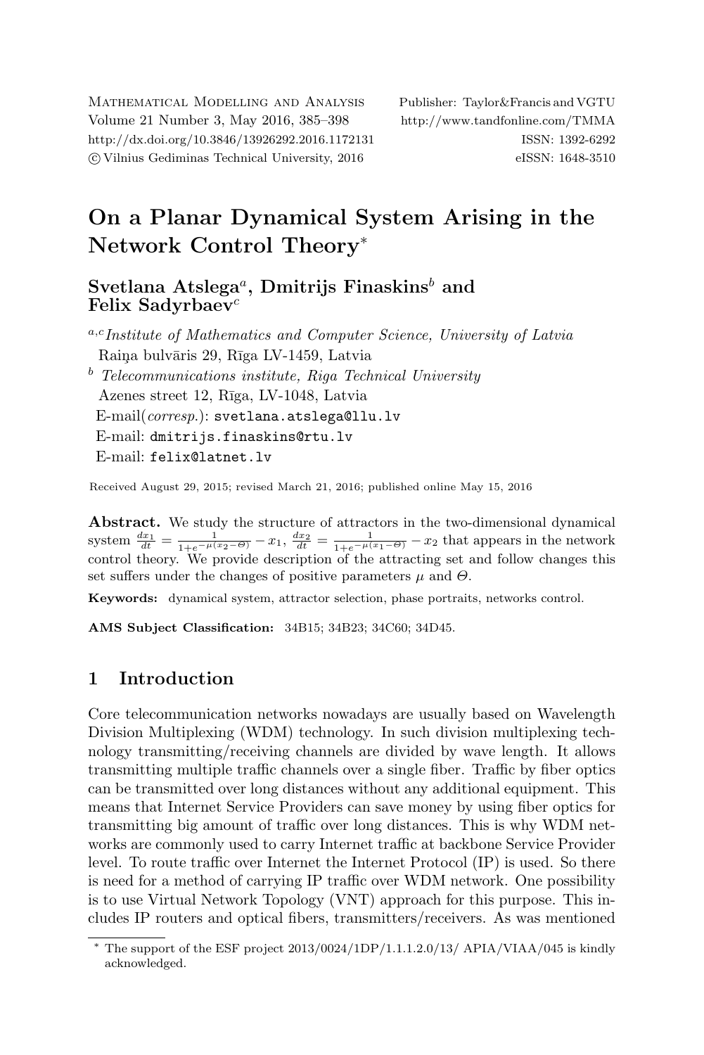# On a Planar Dynamical System Arising in the Network Control Theory*

**Svetlana Atslega[a], Dmitrijs Finaskins[b] and Felix Sadyrbaev[c]**

[a,c] *Institute of Mathematics and Computer Science, University of Latvia*
Raiņa bulvāris 29, Rīga LV-1459, Latvia

[b] *Telecommunications institute, Riga Technical University*
Azenes street 12, Rīga, LV-1048, Latvia

E-mail(*corresp.*): svetlana.atslega@llu.lv
E-mail: dmitrijs.finaskins@rtu.lv
E-mail: felix@latnet.lv

Received August 29, 2015; revised March 21, 2016; published online May 15, 2016

**Abstract.** We study the structure of attractors in the two-dimensional dynamical system $\frac{dx_1}{dt} = \frac{1}{1+e^{-\mu(x_2-\Theta)}} - x_1$, $\frac{dx_2}{dt} = \frac{1}{1+e^{-\mu(x_1-\Theta)}} - x_2$ that appears in the network control theory. We provide description of the attracting set and follow changes this set suffers under the changes of positive parameters $\mu$ and $\Theta$.

**Keywords:** dynamical system, attractor selection, phase portraits, networks control.

**AMS Subject Classification:** 34B15; 34B23; 34C60; 34D45.

## 1 Introduction

Core telecommunication networks nowadays are usually based on Wavelength Division Multiplexing (WDM) technology. In such division multiplexing technology transmitting/receiving channels are divided by wave length. It allows transmitting multiple traffic channels over a single fiber. Traffic by fiber optics can be transmitted over long distances without any additional equipment. This means that Internet Service Providers can save money by using fiber optics for transmitting big amount of traffic over long distances. This is why WDM networks are commonly used to carry Internet traffic at backbone Service Provider level. To route traffic over Internet the Internet Protocol (IP) is used. So there is need for a method of carrying IP traffic over WDM network. One possibility is to use Virtual Network Topology (VNT) approach for this purpose. This includes IP routers and optical fibers, transmitters/receivers. As was mentioned

* The support of the ESF project 2013/0024/1DP/1.1.1.2.0/13/ APIA/VIAA/045 is kindly acknowledged.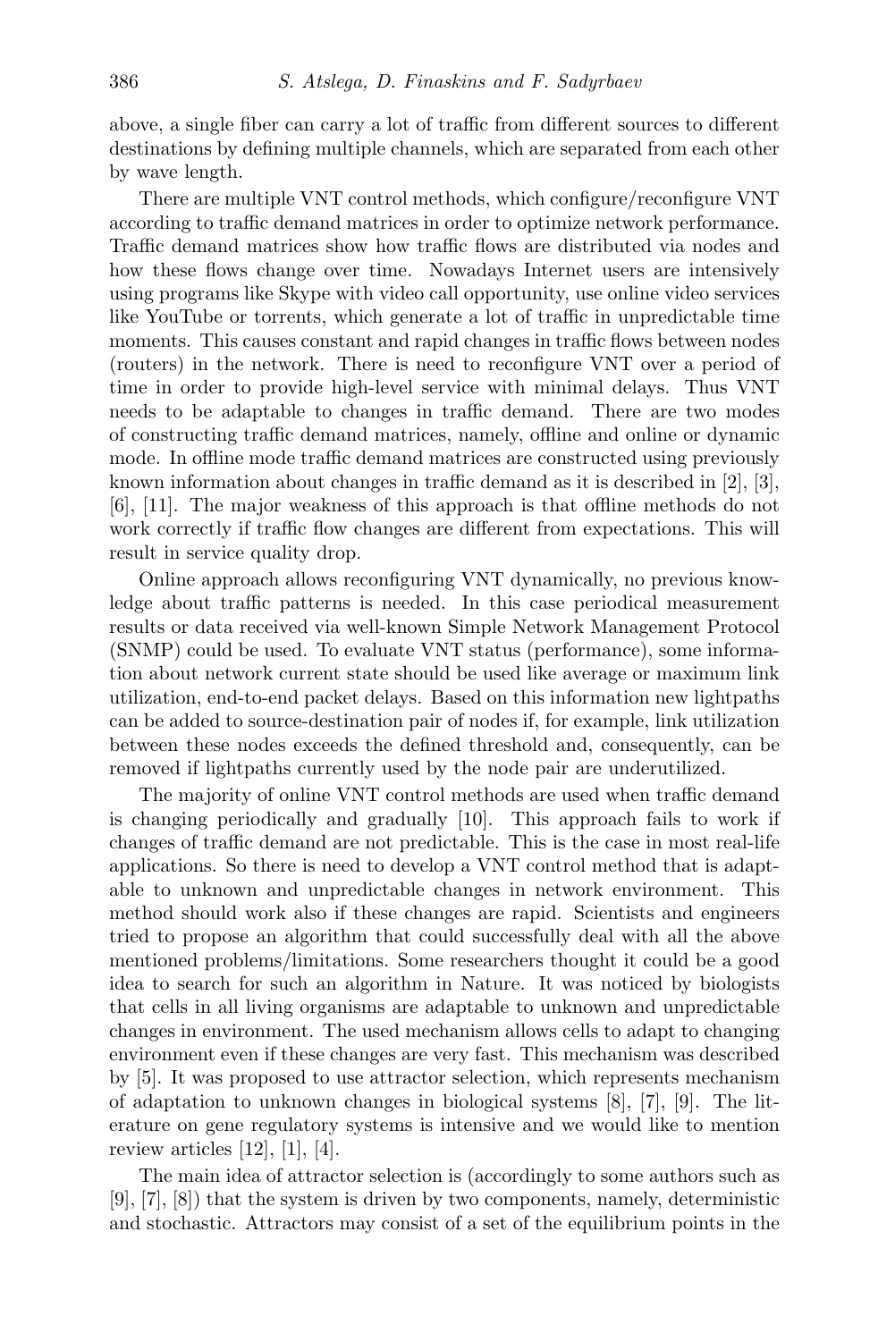above, a single fiber can carry a lot of traffic from different sources to different destinations by defining multiple channels, which are separated from each other by wave length.

There are multiple VNT control methods, which configure/reconfigure VNT according to traffic demand matrices in order to optimize network performance. Traffic demand matrices show how traffic flows are distributed via nodes and how these flows change over time. Nowadays Internet users are intensively using programs like Skype with video call opportunity, use online video services like YouTube or torrents, which generate a lot of traffic in unpredictable time moments. This causes constant and rapid changes in traffic flows between nodes (routers) in the network. There is need to reconfigure VNT over a period of time in order to provide high-level service with minimal delays. Thus VNT needs to be adaptable to changes in traffic demand. There are two modes of constructing traffic demand matrices, namely, offline and online or dynamic mode. In offline mode traffic demand matrices are constructed using previously known information about changes in traffic demand as it is described in [2], [3], [6], [11]. The major weakness of this approach is that offline methods do not work correctly if traffic flow changes are different from expectations. This will result in service quality drop.

Online approach allows reconfiguring VNT dynamically, no previous knowledge about traffic patterns is needed. In this case periodical measurement results or data received via well-known Simple Network Management Protocol (SNMP) could be used. To evaluate VNT status (performance), some information about network current state should be used like average or maximum link utilization, end-to-end packet delays. Based on this information new lightpaths can be added to source-destination pair of nodes if, for example, link utilization between these nodes exceeds the defined threshold and, consequently, can be removed if lightpaths currently used by the node pair are underutilized.

The majority of online VNT control methods are used when traffic demand is changing periodically and gradually [10]. This approach fails to work if changes of traffic demand are not predictable. This is the case in most real-life applications. So there is need to develop a VNT control method that is adaptable to unknown and unpredictable changes in network environment. This method should work also if these changes are rapid. Scientists and engineers tried to propose an algorithm that could successfully deal with all the above mentioned problems/limitations. Some researchers thought it could be a good idea to search for such an algorithm in Nature. It was noticed by biologists that cells in all living organisms are adaptable to unknown and unpredictable changes in environment. The used mechanism allows cells to adapt to changing environment even if these changes are very fast. This mechanism was described by [5]. It was proposed to use attractor selection, which represents mechanism of adaptation to unknown changes in biological systems [8], [7], [9]. The literature on gene regulatory systems is intensive and we would like to mention review articles [12], [1], [4].

The main idea of attractor selection is (accordingly to some authors such as [9], [7], [8]) that the system is driven by two components, namely, deterministic and stochastic. Attractors may consist of a set of the equilibrium points in the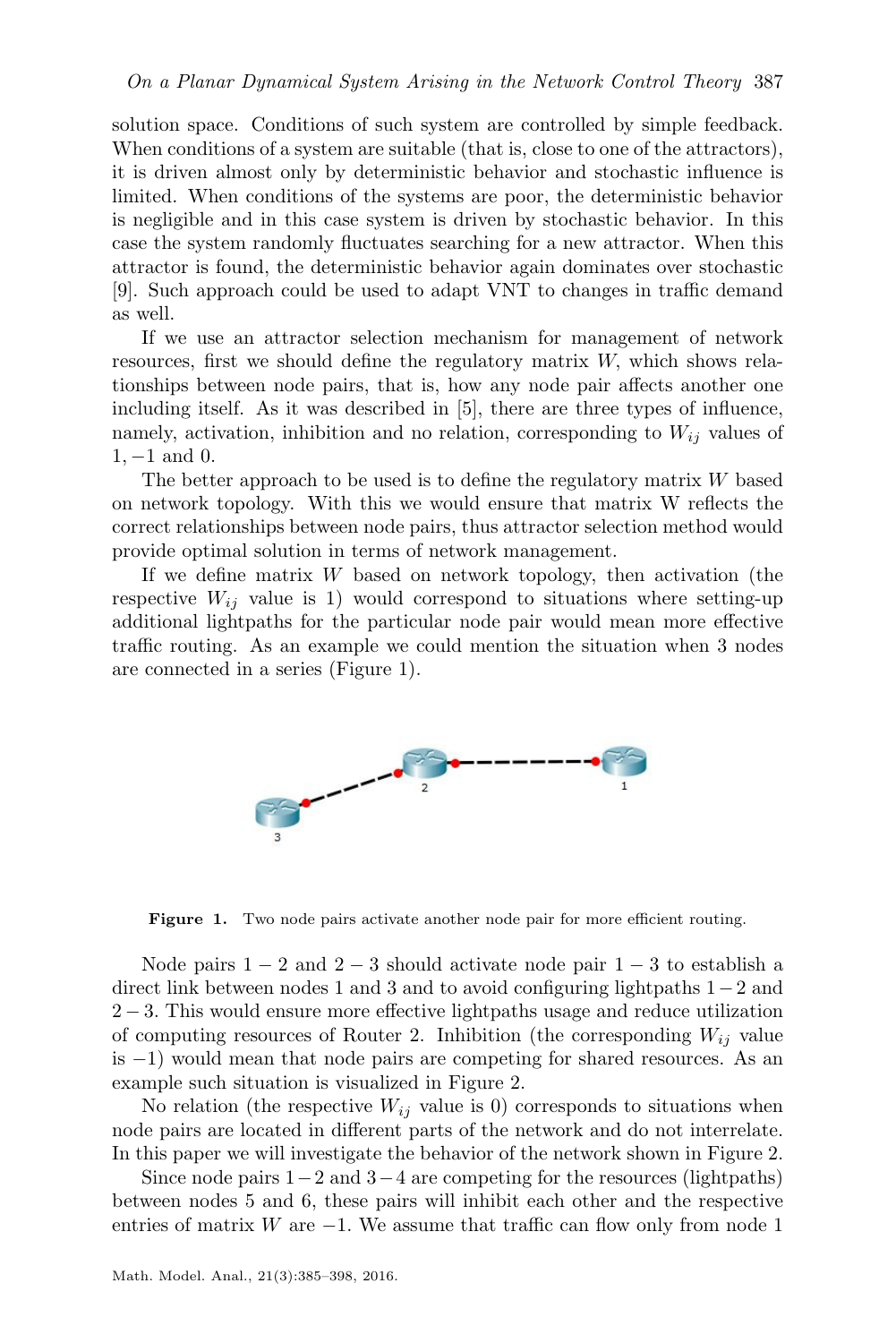solution space. Conditions of such system are controlled by simple feedback. When conditions of a system are suitable (that is, close to one of the attractors), it is driven almost only by deterministic behavior and stochastic influence is limited. When conditions of the systems are poor, the deterministic behavior is negligible and in this case system is driven by stochastic behavior. In this case the system randomly fluctuates searching for a new attractor. When this attractor is found, the deterministic behavior again dominates over stochastic [9]. Such approach could be used to adapt VNT to changes in traffic demand as well.

If we use an attractor selection mechanism for management of network resources, first we should define the regulatory matrix $W$, which shows relationships between node pairs, that is, how any node pair affects another one including itself. As it was described in [5], there are three types of influence, namely, activation, inhibition and no relation, corresponding to $W_{ij}$ values of $1, -1$ and $0$.

The better approach to be used is to define the regulatory matrix $W$ based on network topology. With this we would ensure that matrix W reflects the correct relationships between node pairs, thus attractor selection method would provide optimal solution in terms of network management.

If we define matrix $W$ based on network topology, then activation (the respective $W_{ij}$ value is 1) would correspond to situations where setting-up additional lightpaths for the particular node pair would mean more effective traffic routing. As an example we could mention the situation when 3 nodes are connected in a series (Figure 1).

**Figure 1.** Two node pairs activate another node pair for more efficient routing.

Node pairs $1-2$ and $2-3$ should activate node pair $1-3$ to establish a direct link between nodes 1 and 3 and to avoid configuring lightpaths $1-2$ and $2-3$. This would ensure more effective lightpaths usage and reduce utilization of computing resources of Router 2. Inhibition (the corresponding $W_{ij}$ value is $-1$) would mean that node pairs are competing for shared resources. As an example such situation is visualized in Figure 2.

No relation (the respective $W_{ij}$ value is 0) corresponds to situations when node pairs are located in different parts of the network and do not interrelate. In this paper we will investigate the behavior of the network shown in Figure 2.

Since node pairs $1-2$ and $3-4$ are competing for the resources (lightpaths) between nodes 5 and 6, these pairs will inhibit each other and the respective entries of matrix $W$ are $-1$. We assume that traffic can flow only from node 1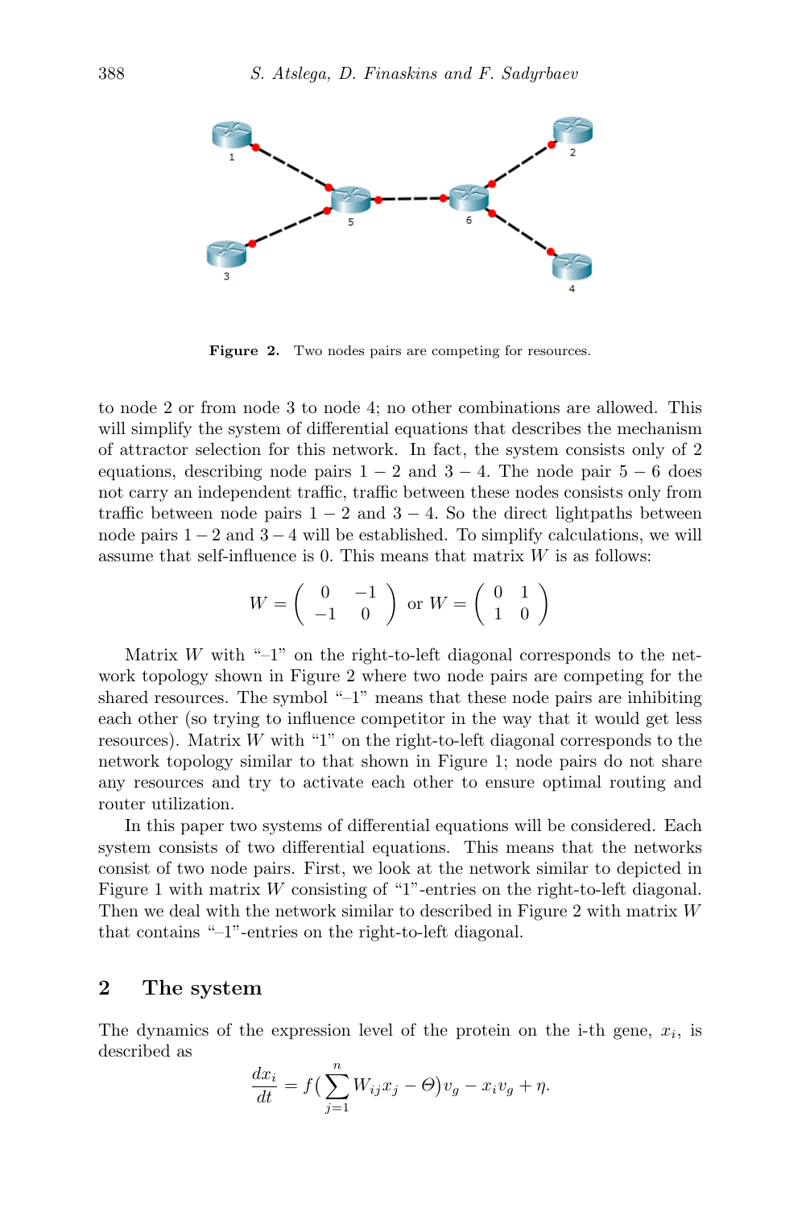**Figure 2.** Two nodes pairs are competing for resources.

to node 2 or from node 3 to node 4; no other combinations are allowed. This will simplify the system of differential equations that describes the mechanism of attractor selection for this network. In fact, the system consists only of 2 equations, describing node pairs $1-2$ and $3-4$. The node pair $5-6$ does not carry an independent traffic, traffic between these nodes consists only from traffic between node pairs $1-2$ and $3-4$. So the direct lightpaths between node pairs $1-2$ and $3-4$ will be established. To simplify calculations, we will assume that self-influence is 0. This means that matrix $W$ is as follows:

$$W = \begin{pmatrix} 0 & -1 \\ -1 & 0 \end{pmatrix} \text{ or } W = \begin{pmatrix} 0 & 1 \\ 1 & 0 \end{pmatrix}$$

Matrix $W$ with "–1" on the right-to-left diagonal corresponds to the network topology shown in Figure 2 where two node pairs are competing for the shared resources. The symbol "–1" means that these node pairs are inhibiting each other (so trying to influence competitor in the way that it would get less resources). Matrix $W$ with "1" on the right-to-left diagonal corresponds to the network topology similar to that shown in Figure 1; node pairs do not share any resources and try to activate each other to ensure optimal routing and router utilization.

In this paper two systems of differential equations will be considered. Each system consists of two differential equations. This means that the networks consist of two node pairs. First, we look at the network similar to depicted in Figure 1 with matrix $W$ consisting of "1"-entries on the right-to-left diagonal. Then we deal with the network similar to described in Figure 2 with matrix $W$ that contains "–1"-entries on the right-to-left diagonal.

## 2 The system

The dynamics of the expression level of the protein on the i-th gene, $x_i$, is described as

$$\frac{dx_i}{dt} = f\Big(\sum_{j=1}^{n} W_{ij}x_j - \Theta\Big)v_g - x_i v_g + \eta.$$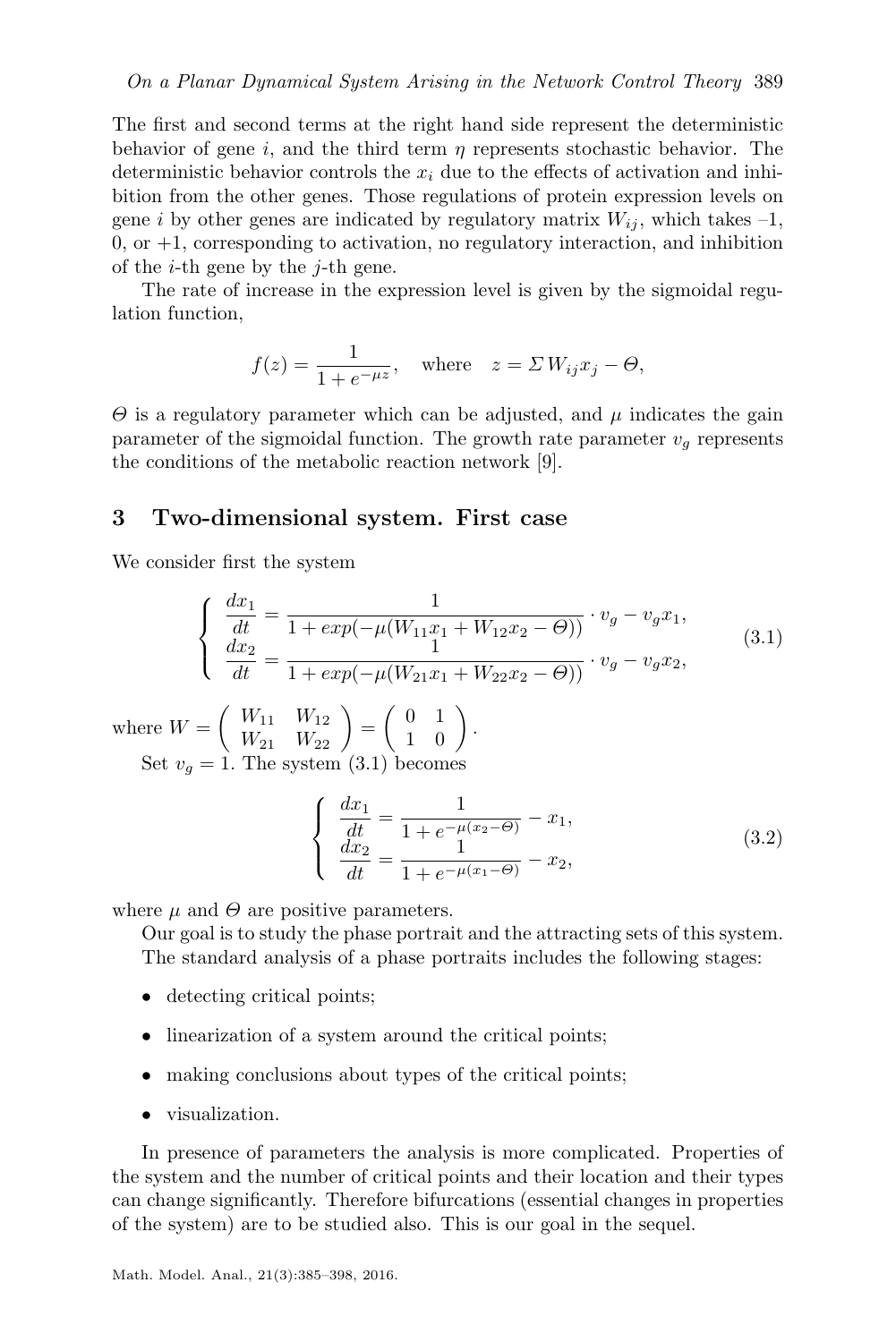The first and second terms at the right hand side represent the deterministic behavior of gene $i$, and the third term $\eta$ represents stochastic behavior. The deterministic behavior controls the $x_i$ due to the effects of activation and inhibition from the other genes. Those regulations of protein expression levels on gene $i$ by other genes are indicated by regulatory matrix $W_{ij}$, which takes –1, 0, or +1, corresponding to activation, no regulatory interaction, and inhibition of the $i$-th gene by the $j$-th gene.

The rate of increase in the expression level is given by the sigmoidal regulation function,

$$f(z) = \frac{1}{1 + e^{-\mu z}}, \quad \text{where} \quad z = \Sigma W_{ij} x_j - \Theta,$$

$\Theta$ is a regulatory parameter which can be adjusted, and $\mu$ indicates the gain parameter of the sigmoidal function. The growth rate parameter $v_g$ represents the conditions of the metabolic reaction network [9].

## 3 Two-dimensional system. First case

We consider first the system

$$\begin{cases} \dfrac{dx_1}{dt} = \dfrac{1}{1 + exp(-\mu(W_{11}x_1 + W_{12}x_2 - \Theta))} \cdot v_g - v_g x_1, \\ \dfrac{dx_2}{dt} = \dfrac{1}{1 + exp(-\mu(W_{21}x_1 + W_{22}x_2 - \Theta))} \cdot v_g - v_g x_2, \end{cases} \tag{3.1}$$

where $W = \begin{pmatrix} W_{11} & W_{12} \\ W_{21} & W_{22} \end{pmatrix} = \begin{pmatrix} 0 & 1 \\ 1 & 0 \end{pmatrix}$.

Set $v_g = 1$. The system (3.1) becomes

$$\begin{cases} \dfrac{dx_1}{dt} = \dfrac{1}{1 + e^{-\mu(x_2 - \Theta)}} - x_1, \\ \dfrac{dx_2}{dt} = \dfrac{1}{1 + e^{-\mu(x_1 - \Theta)}} - x_2, \end{cases} \tag{3.2}$$

where $\mu$ and $\Theta$ are positive parameters.

Our goal is to study the phase portrait and the attracting sets of this system. The standard analysis of a phase portraits includes the following stages:

- detecting critical points;
- linearization of a system around the critical points;
- making conclusions about types of the critical points;
- visualization.

In presence of parameters the analysis is more complicated. Properties of the system and the number of critical points and their location and their types can change significantly. Therefore bifurcations (essential changes in properties of the system) are to be studied also. This is our goal in the sequel.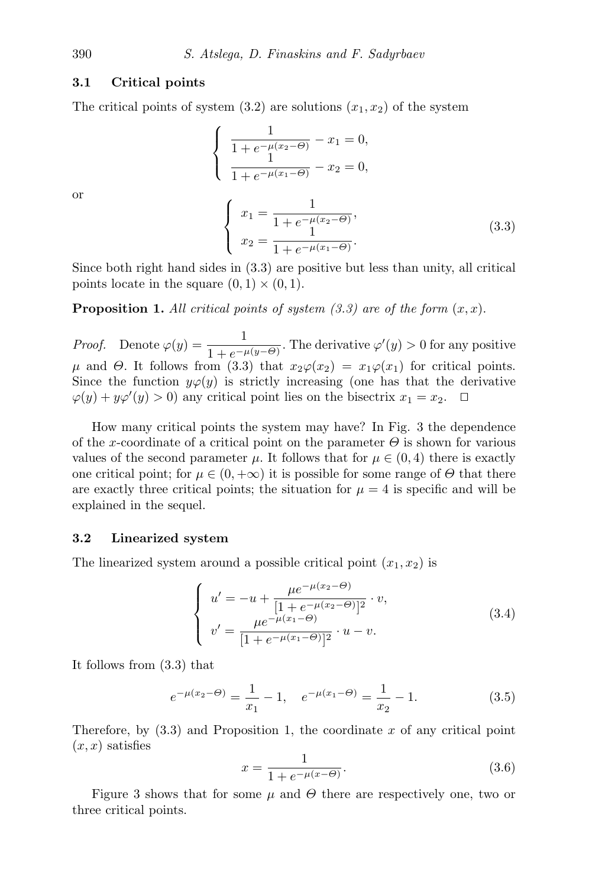### 3.1 Critical points

The critical points of system (3.2) are solutions $(x_1, x_2)$ of the system

$$\begin{cases} \dfrac{1}{1+e^{-\mu(x_2-\Theta)}} - x_1 = 0, \\ \dfrac{1}{1+e^{-\mu(x_1-\Theta)}} - x_2 = 0, \end{cases}$$

or

$$\begin{cases} x_1 = \dfrac{1}{1+e^{-\mu(x_2-\Theta)}}, \\ x_2 = \dfrac{1}{1+e^{-\mu(x_1-\Theta)}}. \end{cases} \tag{3.3}$$

Since both right hand sides in (3.3) are positive but less than unity, all critical points locate in the square $(0,1)\times(0,1)$.

**Proposition 1.** *All critical points of system (3.3) are of the form $(x, x)$.*

*Proof.* Denote $\varphi(y) = \dfrac{1}{1+e^{-\mu(y-\Theta)}}$. The derivative $\varphi'(y) > 0$ for any positive $\mu$ and $\Theta$. It follows from (3.3) that $x_2\varphi(x_2) = x_1\varphi(x_1)$ for critical points. Since the function $y\varphi(y)$ is strictly increasing (one has that the derivative $\varphi(y) + y\varphi'(y) > 0$) any critical point lies on the bisectrix $x_1 = x_2$. $\square$

How many critical points the system may have? In Fig. 3 the dependence of the $x$-coordinate of a critical point on the parameter $\Theta$ is shown for various values of the second parameter $\mu$. It follows that for $\mu \in (0, 4)$ there is exactly one critical point; for $\mu \in (0, +\infty)$ it is possible for some range of $\Theta$ that there are exactly three critical points; the situation for $\mu = 4$ is specific and will be explained in the sequel.

### 3.2 Linearized system

The linearized system around a possible critical point $(x_1, x_2)$ is

$$\begin{cases} u' = -u + \dfrac{\mu e^{-\mu(x_2-\Theta)}}{[1+e^{-\mu(x_2-\Theta)}]^2}\cdot v, \\ v' = \dfrac{\mu e^{-\mu(x_1-\Theta)}}{[1+e^{-\mu(x_1-\Theta)}]^2}\cdot u - v. \end{cases} \tag{3.4}$$

It follows from (3.3) that

$$e^{-\mu(x_2-\Theta)} = \frac{1}{x_1} - 1, \quad e^{-\mu(x_1-\Theta)} = \frac{1}{x_2} - 1. \tag{3.5}$$

Therefore, by (3.3) and Proposition 1, the coordinate $x$ of any critical point $(x, x)$ satisfies

$$x = \frac{1}{1+e^{-\mu(x-\Theta)}}. \tag{3.6}$$

Figure 3 shows that for some $\mu$ and $\Theta$ there are respectively one, two or three critical points.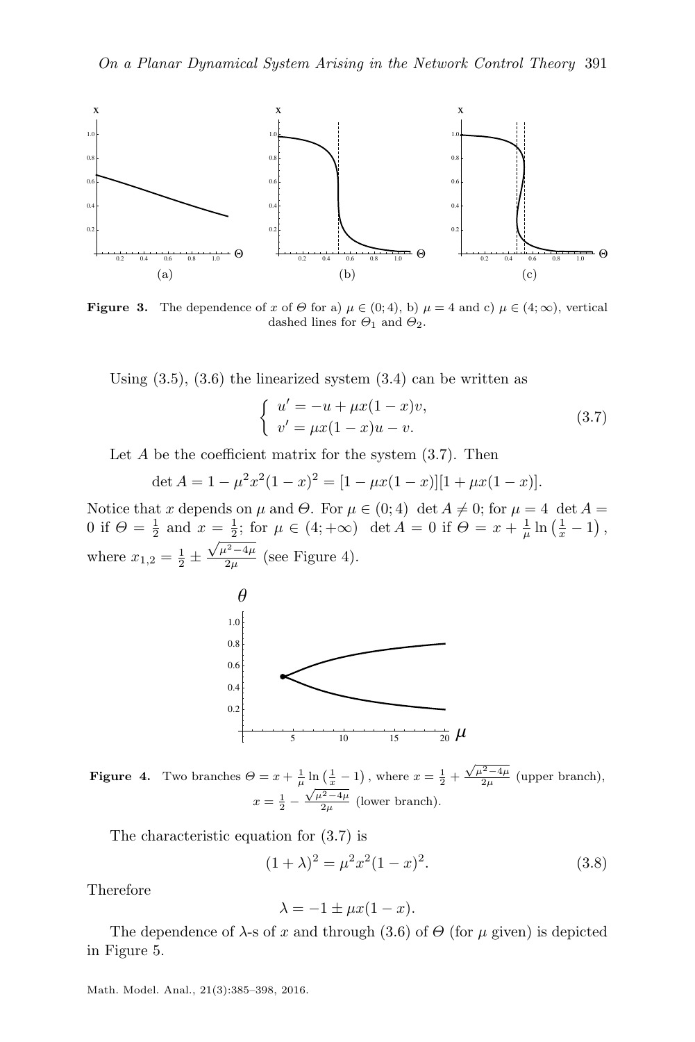**Figure 3.** The dependence of $x$ of $\Theta$ for a) $\mu \in (0;4)$, b) $\mu = 4$ and c) $\mu \in (4;\infty)$, vertical dashed lines for $\Theta_1$ and $\Theta_2$.

Using (3.5), (3.6) the linearized system (3.4) can be written as

$$\begin{cases} u' = -u + \mu x(1-x)v, \\ v' = \mu x(1-x)u - v. \end{cases} \tag{3.7}$$

Let $A$ be the coefficient matrix for the system (3.7). Then

$$\det A = 1 - \mu^2 x^2 (1-x)^2 = [1 - \mu x(1-x)][1 + \mu x(1-x)].$$

Notice that $x$ depends on $\mu$ and $\Theta$. For $\mu \in (0;4)$ $\det A \neq 0$; for $\mu = 4$ $\det A = 0$ if $\Theta = \frac{1}{2}$ and $x = \frac{1}{2}$; for $\mu \in (4;+\infty)$ $\det A = 0$ if $\Theta = x + \frac{1}{\mu}\ln\left(\frac{1}{x} - 1\right)$, where $x_{1,2} = \frac{1}{2} \pm \frac{\sqrt{\mu^2 - 4\mu}}{2\mu}$ (see Figure 4).

**Figure 4.** Two branches $\Theta = x + \frac{1}{\mu}\ln\left(\frac{1}{x} - 1\right)$, where $x = \frac{1}{2} + \frac{\sqrt{\mu^2-4\mu}}{2\mu}$ (upper branch), $x = \frac{1}{2} - \frac{\sqrt{\mu^2-4\mu}}{2\mu}$ (lower branch).

The characteristic equation for (3.7) is

$$(1 + \lambda)^2 = \mu^2 x^2 (1-x)^2. \tag{3.8}$$

Therefore

$$\lambda = -1 \pm \mu x(1-x).$$

The dependence of $\lambda$-s of $x$ and through (3.6) of $\Theta$ (for $\mu$ given) is depicted in Figure 5.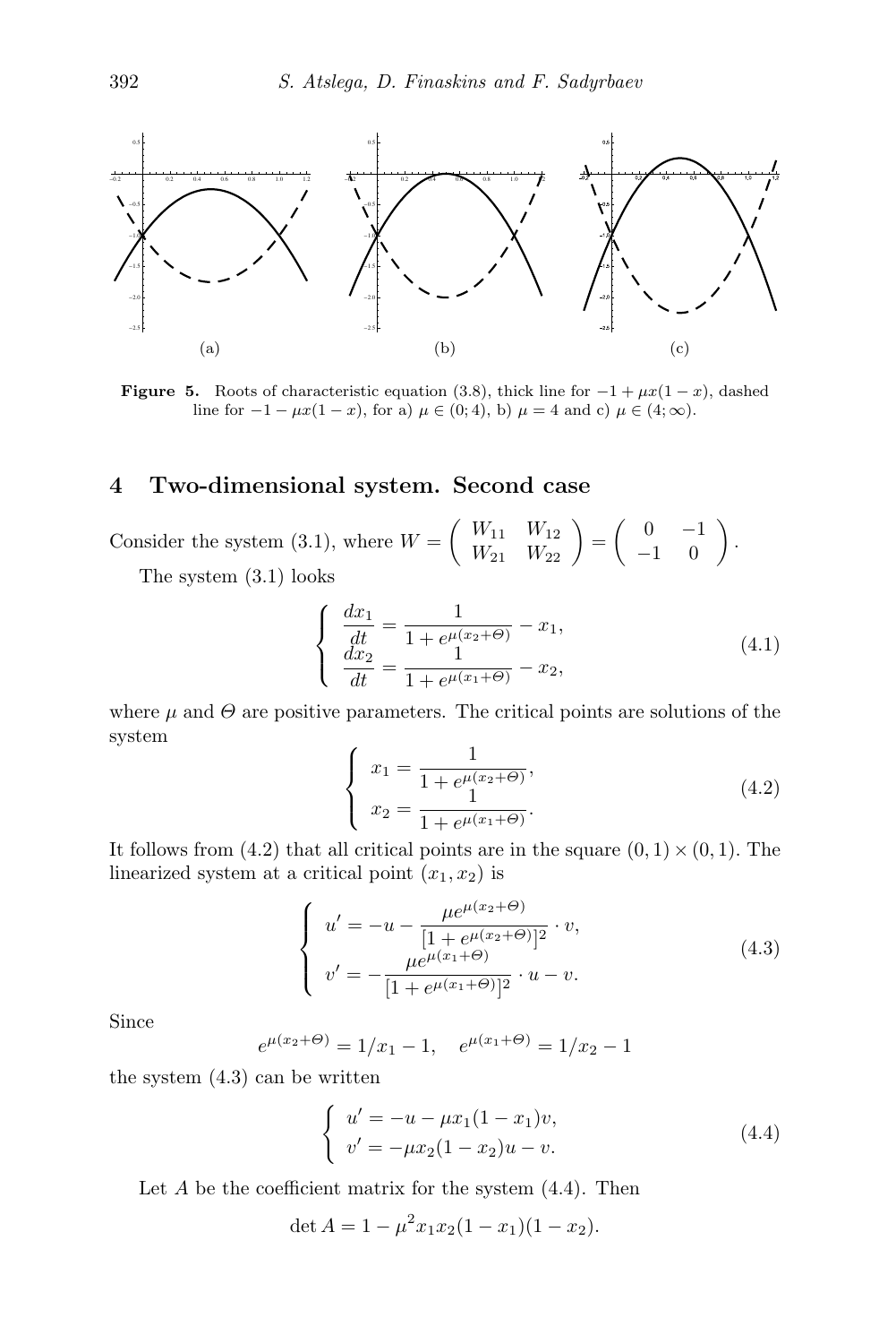(a) (b) (c)

**Figure 5.** Roots of characteristic equation (3.8), thick line for $-1+\mu x(1-x)$, dashed line for $-1-\mu x(1-x)$, for a) $\mu \in (0;4)$, b) $\mu = 4$ and c) $\mu \in (4;\infty)$.

## 4 Two-dimensional system. Second case

Consider the system (3.1), where $W = \begin{pmatrix} W_{11} & W_{12} \\ W_{21} & W_{22} \end{pmatrix} = \begin{pmatrix} 0 & -1 \\ -1 & 0 \end{pmatrix}$.

The system (3.1) looks

$$\begin{cases} \dfrac{dx_1}{dt} = \dfrac{1}{1+e^{\mu(x_2+\Theta)}} - x_1, \\ \dfrac{dx_2}{dt} = \dfrac{1}{1+e^{\mu(x_1+\Theta)}} - x_2, \end{cases} \tag{4.1}$$

where $\mu$ and $\Theta$ are positive parameters. The critical points are solutions of the system

$$\begin{cases} x_1 = \dfrac{1}{1+e^{\mu(x_2+\Theta)}}, \\ x_2 = \dfrac{1}{1+e^{\mu(x_1+\Theta)}}. \end{cases} \tag{4.2}$$

It follows from (4.2) that all critical points are in the square $(0,1)\times(0,1)$. The linearized system at a critical point $(x_1,x_2)$ is

$$\begin{cases} u' = -u - \dfrac{\mu e^{\mu(x_2+\Theta)}}{[1+e^{\mu(x_2+\Theta)}]^2} \cdot v, \\ v' = -\dfrac{\mu e^{\mu(x_1+\Theta)}}{[1+e^{\mu(x_1+\Theta)}]^2} \cdot u - v. \end{cases} \tag{4.3}$$

Since

$$e^{\mu(x_2+\Theta)} = 1/x_1 - 1, \quad e^{\mu(x_1+\Theta)} = 1/x_2 - 1$$

the system (4.3) can be written

$$\begin{cases} u' = -u - \mu x_1(1-x_1)v, \\ v' = -\mu x_2(1-x_2)u - v. \end{cases} \tag{4.4}$$

Let $A$ be the coefficient matrix for the system (4.4). Then

$$\det A = 1 - \mu^2 x_1 x_2 (1-x_1)(1-x_2).$$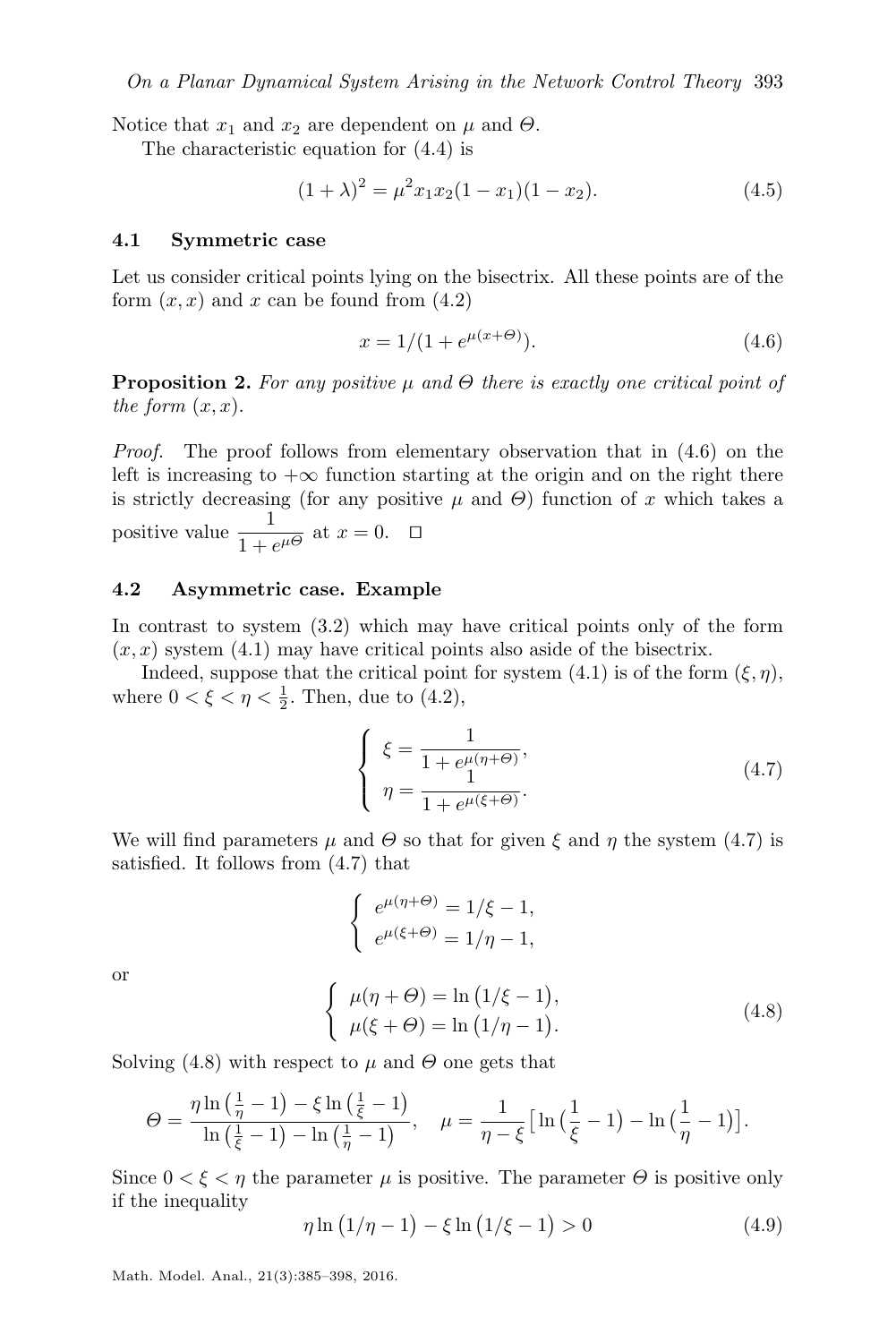Notice that $x_1$ and $x_2$ are dependent on $\mu$ and $\Theta$.

The characteristic equation for (4.4) is

$$(1+\lambda)^2 = \mu^2 x_1 x_2 (1-x_1)(1-x_2). \tag{4.5}$$

### 4.1 Symmetric case

Let us consider critical points lying on the bisectrix. All these points are of the form $(x,x)$ and $x$ can be found from (4.2)

$$x = 1/(1+e^{\mu(x+\Theta)}). \tag{4.6}$$

**Proposition 2.** *For any positive $\mu$ and $\Theta$ there is exactly one critical point of the form $(x,x)$.*

*Proof.* The proof follows from elementary observation that in (4.6) on the left is increasing to $+\infty$ function starting at the origin and on the right there is strictly decreasing (for any positive $\mu$ and $\Theta$) function of $x$ which takes a positive value $\dfrac{1}{1+e^{\mu\Theta}}$ at $x=0$. $\square$

### 4.2 Asymmetric case. Example

In contrast to system (3.2) which may have critical points only of the form $(x,x)$ system (4.1) may have critical points also aside of the bisectrix.

Indeed, suppose that the critical point for system (4.1) is of the form $(\xi,\eta)$, where $0<\xi<\eta<\frac{1}{2}$. Then, due to (4.2),

$$\begin{cases} \xi = \dfrac{1}{1+e^{\mu(\eta+\Theta)}}, \\ \eta = \dfrac{1}{1+e^{\mu(\xi+\Theta)}}. \end{cases} \tag{4.7}$$

We will find parameters $\mu$ and $\Theta$ so that for given $\xi$ and $\eta$ the system (4.7) is satisfied. It follows from (4.7) that

$$\begin{cases} e^{\mu(\eta+\Theta)} = 1/\xi - 1, \\ e^{\mu(\xi+\Theta)} = 1/\eta - 1, \end{cases}$$

or

$$\begin{cases} \mu(\eta+\Theta) = \ln\big(1/\xi - 1\big), \\ \mu(\xi+\Theta) = \ln\big(1/\eta - 1\big). \end{cases} \tag{4.8}$$

Solving (4.8) with respect to $\mu$ and $\Theta$ one gets that

$$\Theta = \frac{\eta\ln\big(\frac{1}{\eta}-1\big) - \xi\ln\big(\frac{1}{\xi}-1\big)}{\ln\big(\frac{1}{\xi}-1\big) - \ln\big(\frac{1}{\eta}-1\big)}, \quad \mu = \frac{1}{\eta-\xi}\big[\ln\big(\frac{1}{\xi}-1\big) - \ln\big(\frac{1}{\eta}-1\big)\big].$$

Since $0<\xi<\eta$ the parameter $\mu$ is positive. The parameter $\Theta$ is positive only if the inequality

$$\eta\ln\big(1/\eta - 1\big) - \xi\ln\big(1/\xi - 1\big) > 0 \tag{4.9}$$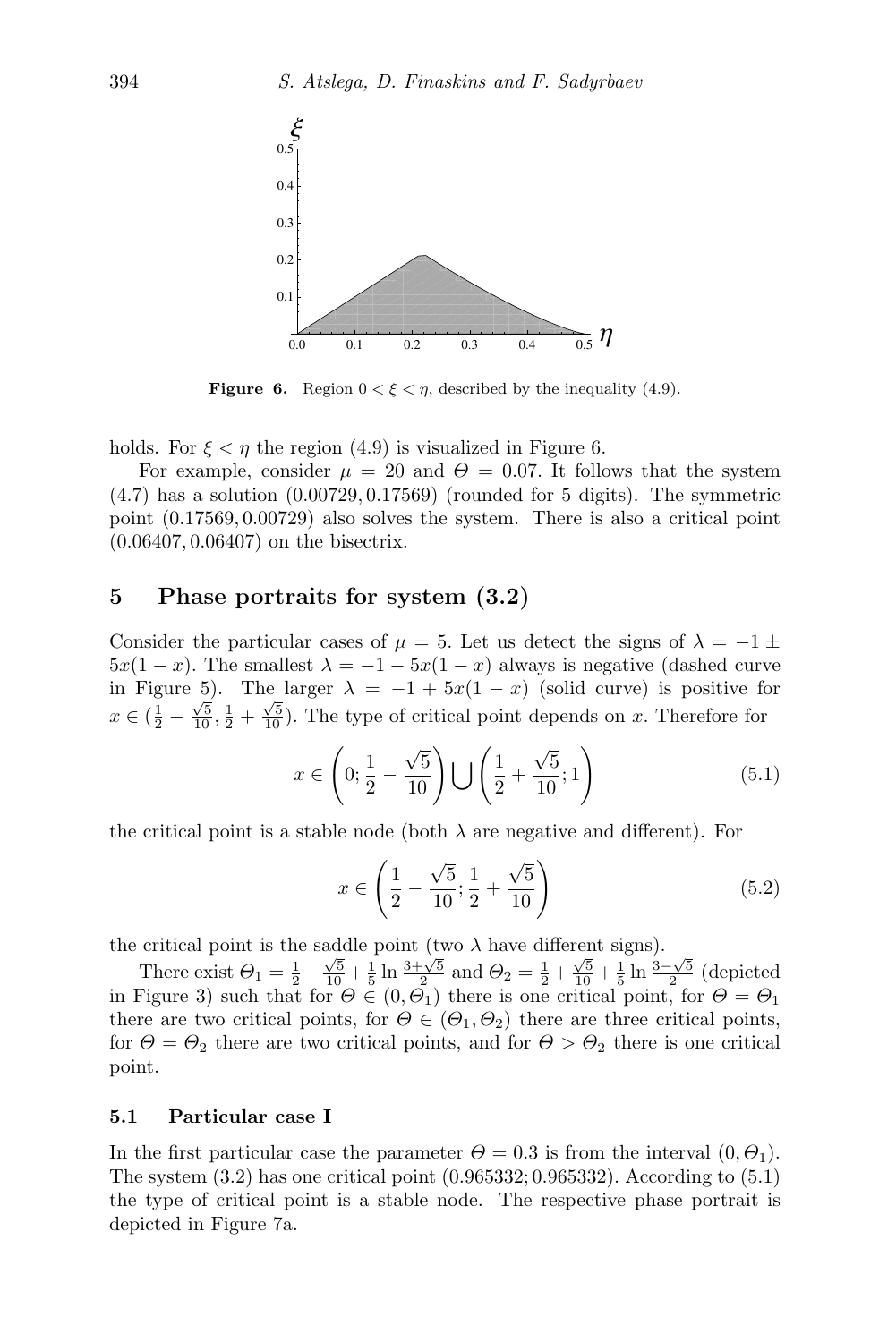**Figure 6.** Region $0 < \xi < \eta$, described by the inequality (4.9).

holds. For $\xi < \eta$ the region (4.9) is visualized in Figure 6.

For example, consider $\mu = 20$ and $\Theta = 0.07$. It follows that the system (4.7) has a solution $(0.00729, 0.17569)$ (rounded for 5 digits). The symmetric point $(0.17569, 0.00729)$ also solves the system. There is also a critical point $(0.06407, 0.06407)$ on the bisectrix.

## 5 Phase portraits for system (3.2)

Consider the particular cases of $\mu = 5$. Let us detect the signs of $\lambda = -1 \pm 5x(1-x)$. The smallest $\lambda = -1 - 5x(1-x)$ always is negative (dashed curve in Figure 5). The larger $\lambda = -1 + 5x(1-x)$ (solid curve) is positive for $x \in (\frac{1}{2} - \frac{\sqrt{5}}{10}, \frac{1}{2} + \frac{\sqrt{5}}{10})$. The type of critical point depends on $x$. Therefore for

$$x \in \left(0; \frac{1}{2} - \frac{\sqrt{5}}{10}\right) \bigcup \left(\frac{1}{2} + \frac{\sqrt{5}}{10}; 1\right) \tag{5.1}$$

the critical point is a stable node (both $\lambda$ are negative and different). For

$$x \in \left(\frac{1}{2} - \frac{\sqrt{5}}{10}; \frac{1}{2} + \frac{\sqrt{5}}{10}\right) \tag{5.2}$$

the critical point is the saddle point (two $\lambda$ have different signs).

There exist $\Theta_1 = \frac{1}{2} - \frac{\sqrt{5}}{10} + \frac{1}{5} \ln \frac{3+\sqrt{5}}{2}$ and $\Theta_2 = \frac{1}{2} + \frac{\sqrt{5}}{10} + \frac{1}{5} \ln \frac{3-\sqrt{5}}{2}$ (depicted in Figure 3) such that for $\Theta \in (0, \Theta_1)$ there is one critical point, for $\Theta = \Theta_1$ there are two critical points, for $\Theta \in (\Theta_1, \Theta_2)$ there are three critical points, for $\Theta = \Theta_2$ there are two critical points, and for $\Theta > \Theta_2$ there is one critical point.

### 5.1 Particular case I

In the first particular case the parameter $\Theta = 0.3$ is from the interval $(0, \Theta_1)$. The system (3.2) has one critical point $(0.965332; 0.965332)$. According to (5.1) the type of critical point is a stable node. The respective phase portrait is depicted in Figure 7a.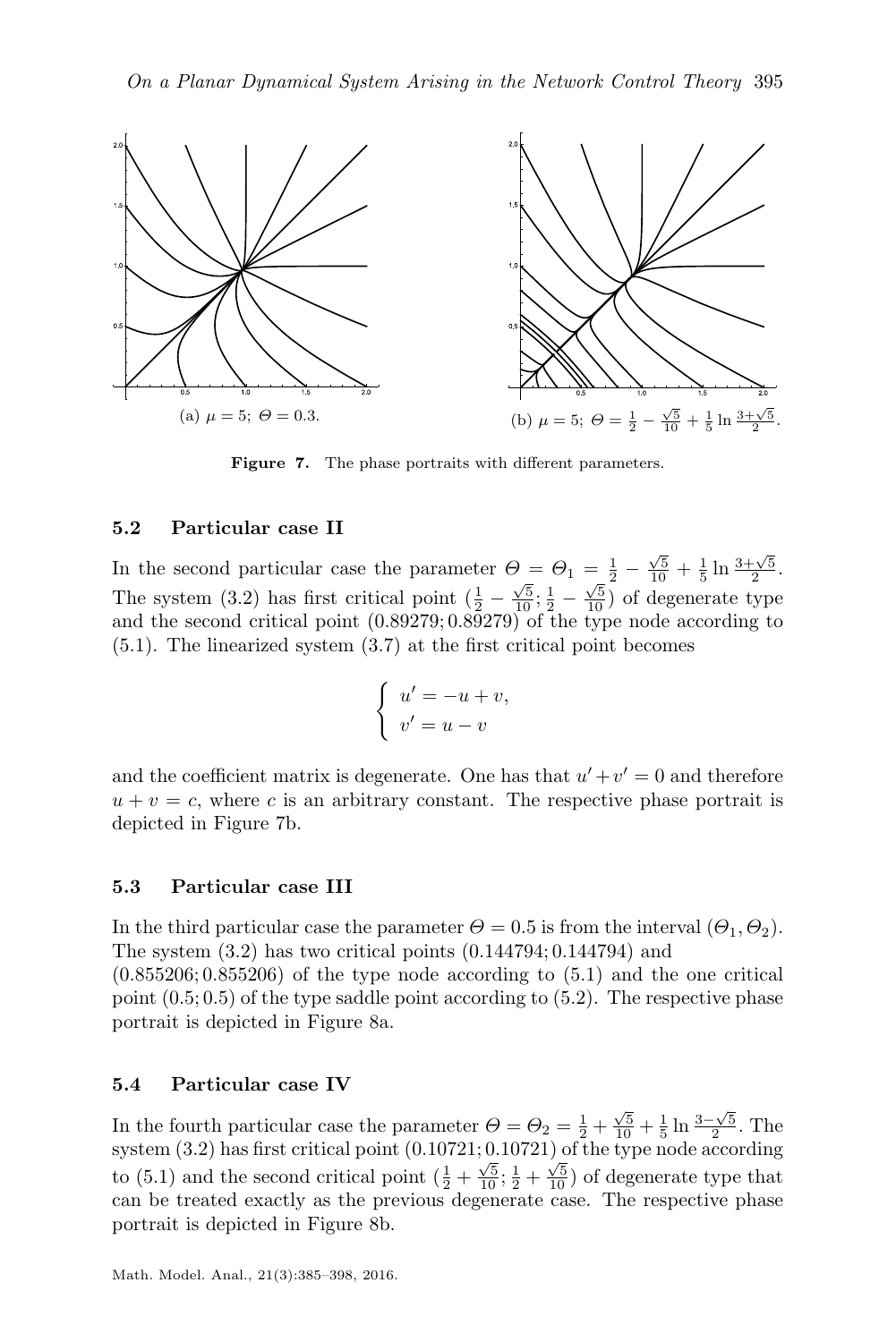(a) $\mu = 5$; $\Theta = 0.3$.

(b) $\mu = 5$; $\Theta = \frac{1}{2} - \frac{\sqrt{5}}{10} + \frac{1}{5}\ln\frac{3+\sqrt{5}}{2}$.

**Figure 7.** The phase portraits with different parameters.

### 5.2 Particular case II

In the second particular case the parameter $\Theta = \Theta_1 = \frac{1}{2} - \frac{\sqrt{5}}{10} + \frac{1}{5}\ln\frac{3+\sqrt{5}}{2}$. The system (3.2) has first critical point $(\frac{1}{2} - \frac{\sqrt{5}}{10}; \frac{1}{2} - \frac{\sqrt{5}}{10})$ of degenerate type and the second critical point $(0.89279; 0.89279)$ of the type node according to (5.1). The linearized system (3.7) at the first critical point becomes

$$\begin{cases} u' = -u + v, \\ v' = u - v \end{cases}$$

and the coefficient matrix is degenerate. One has that $u' + v' = 0$ and therefore $u + v = c$, where $c$ is an arbitrary constant. The respective phase portrait is depicted in Figure 7b.

### 5.3 Particular case III

In the third particular case the parameter $\Theta = 0.5$ is from the interval $(\Theta_1, \Theta_2)$. The system (3.2) has two critical points $(0.144794; 0.144794)$ and $(0.855206; 0.855206)$ of the type node according to (5.1) and the one critical point $(0.5; 0.5)$ of the type saddle point according to (5.2). The respective phase portrait is depicted in Figure 8a.

### 5.4 Particular case IV

In the fourth particular case the parameter $\Theta = \Theta_2 = \frac{1}{2} + \frac{\sqrt{5}}{10} + \frac{1}{5}\ln\frac{3-\sqrt{5}}{2}$. The system (3.2) has first critical point $(0.10721; 0.10721)$ of the type node according to (5.1) and the second critical point $(\frac{1}{2} + \frac{\sqrt{5}}{10}; \frac{1}{2} + \frac{\sqrt{5}}{10})$ of degenerate type that can be treated exactly as the previous degenerate case. The respective phase portrait is depicted in Figure 8b.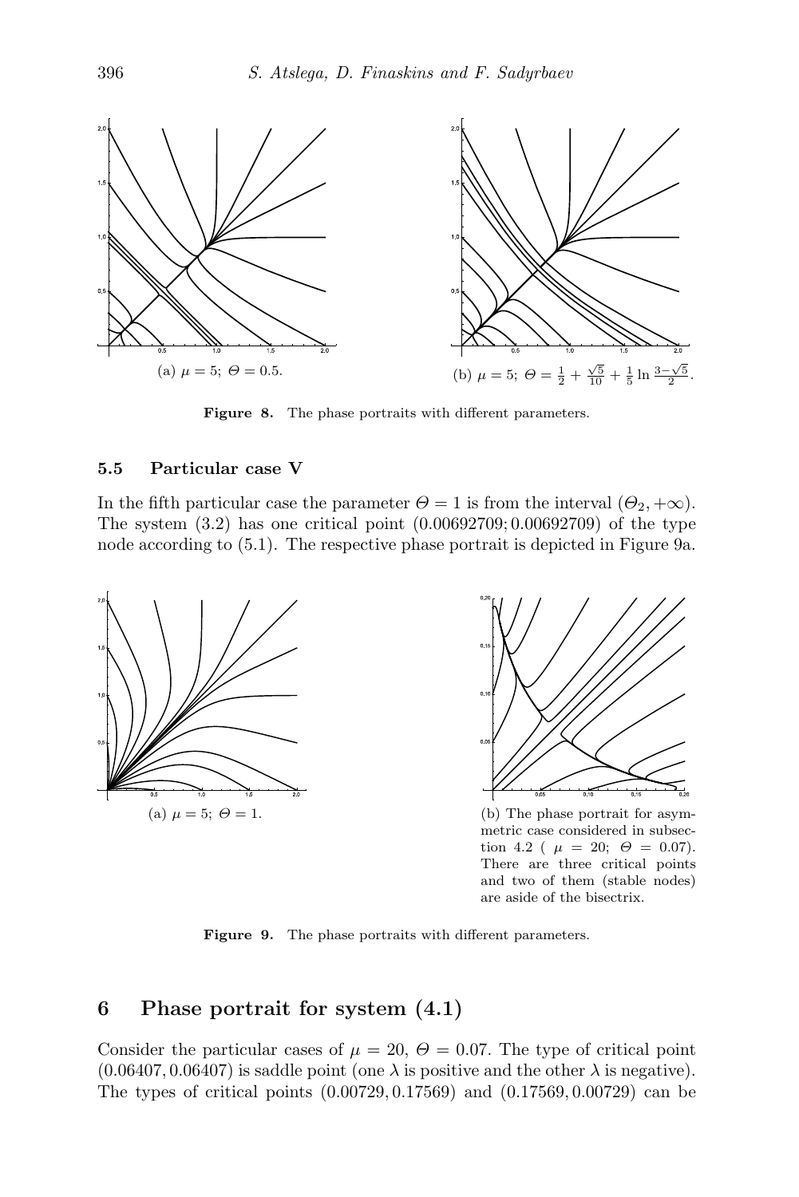(a) $\mu = 5;\ \Theta = 0.5$.

(b) $\mu = 5;\ \Theta = \frac{1}{2} + \frac{\sqrt{5}}{10} + \frac{1}{5}\ln\frac{3-\sqrt{5}}{2}$.

**Figure 8.** The phase portraits with different parameters.

### 5.5 Particular case V

In the fifth particular case the parameter $\Theta = 1$ is from the interval $(\Theta_2, +\infty)$. The system (3.2) has one critical point $(0.00692709; 0.00692709)$ of the type node according to (5.1). The respective phase portrait is depicted in Figure 9a.

(a) $\mu = 5;\ \Theta = 1$.

(b) The phase portrait for asymmetric case considered in subsection 4.2 ( $\mu = 20;\ \Theta = 0.07$). There are three critical points and two of them (stable nodes) are aside of the bisectrix.

**Figure 9.** The phase portraits with different parameters.

## 6 Phase portrait for system (4.1)

Consider the particular cases of $\mu = 20$, $\Theta = 0.07$. The type of critical point $(0.06407, 0.06407)$ is saddle point (one $\lambda$ is positive and the other $\lambda$ is negative). The types of critical points $(0.00729, 0.17569)$ and $(0.17569, 0.00729)$ can be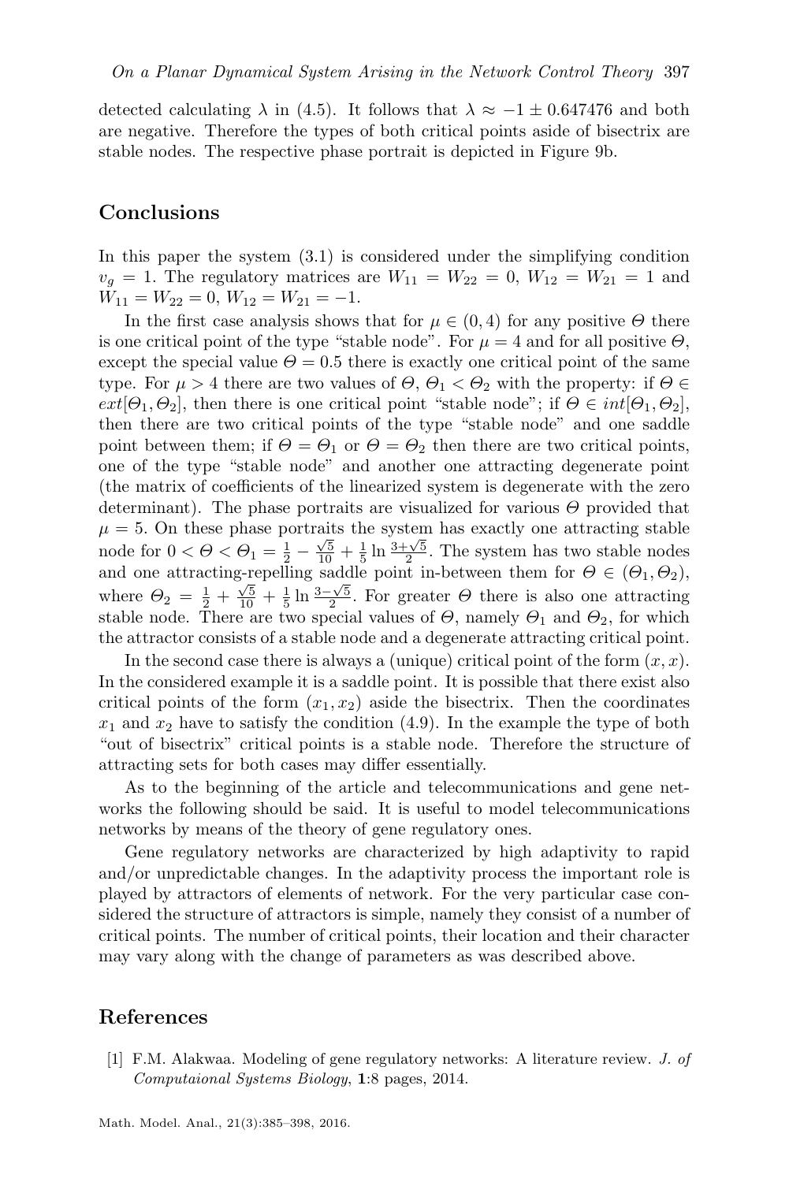detected calculating $\lambda$ in (4.5). It follows that $\lambda \approx -1 \pm 0.647476$ and both are negative. Therefore the types of both critical points aside of bisectrix are stable nodes. The respective phase portrait is depicted in Figure 9b.

## Conclusions

In this paper the system (3.1) is considered under the simplifying condition $v_g = 1$. The regulatory matrices are $W_{11} = W_{22} = 0$, $W_{12} = W_{21} = 1$ and $W_{11} = W_{22} = 0$, $W_{12} = W_{21} = -1$.

In the first case analysis shows that for $\mu \in (0, 4)$ for any positive $\Theta$ there is one critical point of the type "stable node". For $\mu = 4$ and for all positive $\Theta$, except the special value $\Theta = 0.5$ there is exactly one critical point of the same type. For $\mu > 4$ there are two values of $\Theta$, $\Theta_1 < \Theta_2$ with the property: if $\Theta \in ext[\Theta_1, \Theta_2]$, then there is one critical point "stable node"; if $\Theta \in int[\Theta_1, \Theta_2]$, then there are two critical points of the type "stable node" and one saddle point between them; if $\Theta = \Theta_1$ or $\Theta = \Theta_2$ then there are two critical points, one of the type "stable node" and another one attracting degenerate point (the matrix of coefficients of the linearized system is degenerate with the zero determinant). The phase portraits are visualized for various $\Theta$ provided that $\mu = 5$. On these phase portraits the system has exactly one attracting stable node for $0 < \Theta < \Theta_1 = \frac{1}{2} - \frac{\sqrt{5}}{10} + \frac{1}{5}\ln\frac{3+\sqrt{5}}{2}$. The system has two stable nodes and one attracting-repelling saddle point in-between them for $\Theta \in (\Theta_1, \Theta_2)$, where $\Theta_2 = \frac{1}{2} + \frac{\sqrt{5}}{10} + \frac{1}{5}\ln\frac{3-\sqrt{5}}{2}$. For greater $\Theta$ there is also one attracting stable node. There are two special values of $\Theta$, namely $\Theta_1$ and $\Theta_2$, for which the attractor consists of a stable node and a degenerate attracting critical point.

In the second case there is always a (unique) critical point of the form $(x, x)$. In the considered example it is a saddle point. It is possible that there exist also critical points of the form $(x_1, x_2)$ aside the bisectrix. Then the coordinates $x_1$ and $x_2$ have to satisfy the condition (4.9). In the example the type of both "out of bisectrix" critical points is a stable node. Therefore the structure of attracting sets for both cases may differ essentially.

As to the beginning of the article and telecommunications and gene networks the following should be said. It is useful to model telecommunications networks by means of the theory of gene regulatory ones.

Gene regulatory networks are characterized by high adaptivity to rapid and/or unpredictable changes. In the adaptivity process the important role is played by attractors of elements of network. For the very particular case considered the structure of attractors is simple, namely they consist of a number of critical points. The number of critical points, their location and their character may vary along with the change of parameters as was described above.

## References

[1] F.M. Alakwaa. Modeling of gene regulatory networks: A literature review. *J. of Computaional Systems Biology*, **1**:8 pages, 2014.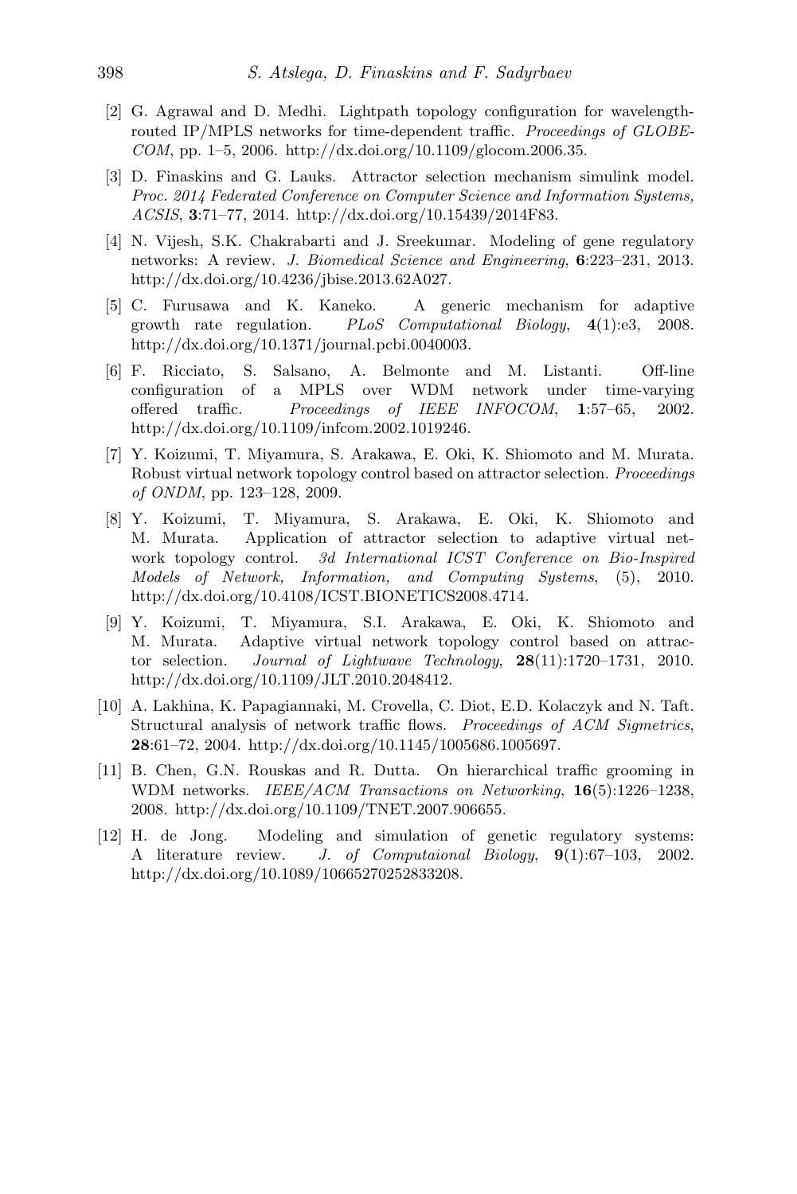[2] G. Agrawal and D. Medhi. Lightpath topology configuration for wavelength-routed IP/MPLS networks for time-dependent traffic. *Proceedings of GLOBE-COM*, pp. 1–5, 2006. http://dx.doi.org/10.1109/glocom.2006.35.

[3] D. Finaskins and G. Lauks. Attractor selection mechanism simulink model. *Proc. 2014 Federated Conference on Computer Science and Information Systems, ACSIS*, **3**:71–77, 2014. http://dx.doi.org/10.15439/2014F83.

[4] N. Vijesh, S.K. Chakrabarti and J. Sreekumar. Modeling of gene regulatory networks: A review. *J. Biomedical Science and Engineering*, **6**:223–231, 2013. http://dx.doi.org/10.4236/jbise.2013.62A027.

[5] C. Furusawa and K. Kaneko. A generic mechanism for adaptive growth rate regulation. *PLoS Computational Biology*, **4**(1):e3, 2008. http://dx.doi.org/10.1371/journal.pcbi.0040003.

[6] F. Ricciato, S. Salsano, A. Belmonte and M. Listanti. Off-line configuration of a MPLS over WDM network under time-varying offered traffic. *Proceedings of IEEE INFOCOM*, **1**:57–65, 2002. http://dx.doi.org/10.1109/infcom.2002.1019246.

[7] Y. Koizumi, T. Miyamura, S. Arakawa, E. Oki, K. Shiomoto and M. Murata. Robust virtual network topology control based on attractor selection. *Proceedings of ONDM*, pp. 123–128, 2009.

[8] Y. Koizumi, T. Miyamura, S. Arakawa, E. Oki, K. Shiomoto and M. Murata. Application of attractor selection to adaptive virtual network topology control. *3d International ICST Conference on Bio-Inspired Models of Network, Information, and Computing Systems*, (5), 2010. http://dx.doi.org/10.4108/ICST.BIONETICS2008.4714.

[9] Y. Koizumi, T. Miyamura, S.I. Arakawa, E. Oki, K. Shiomoto and M. Murata. Adaptive virtual network topology control based on attractor selection. *Journal of Lightwave Technology*, **28**(11):1720–1731, 2010. http://dx.doi.org/10.1109/JLT.2010.2048412.

[10] A. Lakhina, K. Papagiannaki, M. Crovella, C. Diot, E.D. Kolaczyk and N. Taft. Structural analysis of network traffic flows. *Proceedings of ACM Sigmetrics*, **28**:61–72, 2004. http://dx.doi.org/10.1145/1005686.1005697.

[11] B. Chen, G.N. Rouskas and R. Dutta. On hierarchical traffic grooming in WDM networks. *IEEE/ACM Transactions on Networking*, **16**(5):1226–1238, 2008. http://dx.doi.org/10.1109/TNET.2007.906655.

[12] H. de Jong. Modeling and simulation of genetic regulatory systems: A literature review. *J. of Computaional Biology*, **9**(1):67–103, 2002. http://dx.doi.org/10.1089/10665270252833208.